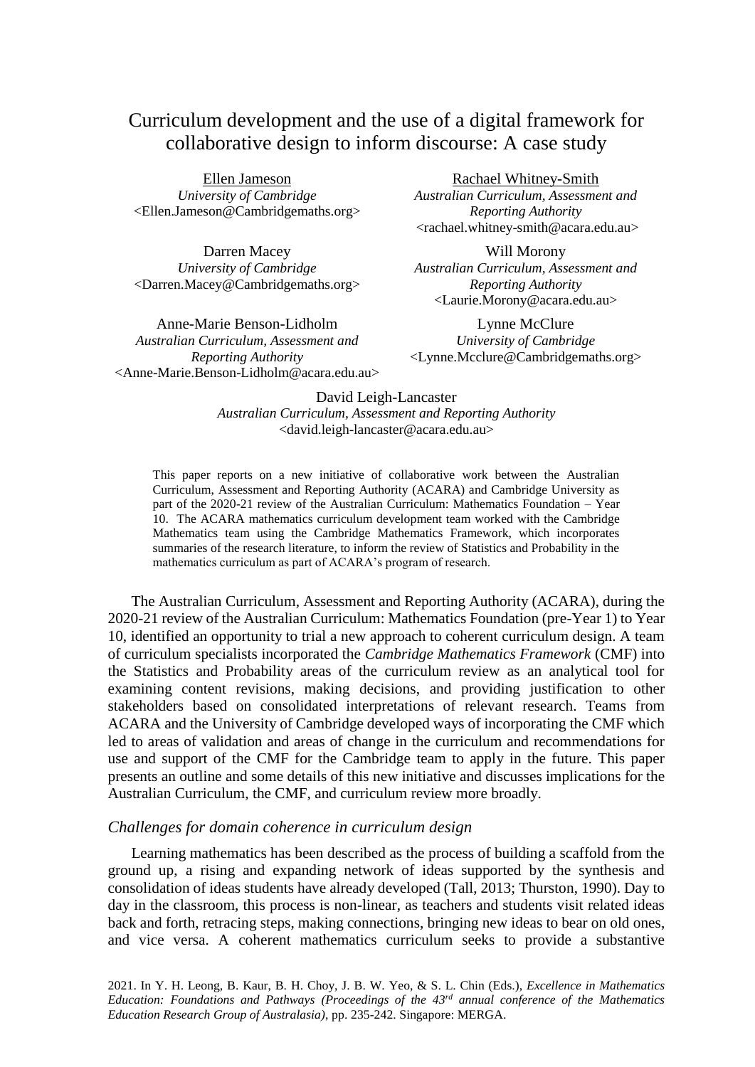# Curriculum development and the use of a digital framework for collaborative design to inform discourse: A case study

Ellen Jameson
*University of Cambridge*
<Ellen.Jameson@Cambridgemaths.org>

Rachael Whitney-Smith
*Australian Curriculum, Assessment and Reporting Authority*
<rachael.whitney-smith@acara.edu.au>

Darren Macey
*University of Cambridge*
<Darren.Macey@Cambridgemaths.org>

Will Morony
*Australian Curriculum, Assessment and Reporting Authority*
<Laurie.Morony@acara.edu.au>

Anne-Marie Benson-Lidholm
*Australian Curriculum, Assessment and Reporting Authority*
<Anne-Marie.Benson-Lidholm@acara.edu.au>

Lynne McClure
*University of Cambridge*
<Lynne.Mcclure@Cambridgemaths.org>

David Leigh-Lancaster
*Australian Curriculum, Assessment and Reporting Authority*
<david.leigh-lancaster@acara.edu.au>

This paper reports on a new initiative of collaborative work between the Australian Curriculum, Assessment and Reporting Authority (ACARA) and Cambridge University as part of the 2020-21 review of the Australian Curriculum: Mathematics Foundation – Year 10. The ACARA mathematics curriculum development team worked with the Cambridge Mathematics team using the Cambridge Mathematics Framework, which incorporates summaries of the research literature, to inform the review of Statistics and Probability in the mathematics curriculum as part of ACARA's program of research.

The Australian Curriculum, Assessment and Reporting Authority (ACARA), during the 2020-21 review of the Australian Curriculum: Mathematics Foundation (pre-Year 1) to Year 10, identified an opportunity to trial a new approach to coherent curriculum design. A team of curriculum specialists incorporated the *Cambridge Mathematics Framework* (CMF) into the Statistics and Probability areas of the curriculum review as an analytical tool for examining content revisions, making decisions, and providing justification to other stakeholders based on consolidated interpretations of relevant research. Teams from ACARA and the University of Cambridge developed ways of incorporating the CMF which led to areas of validation and areas of change in the curriculum and recommendations for use and support of the CMF for the Cambridge team to apply in the future. This paper presents an outline and some details of this new initiative and discusses implications for the Australian Curriculum, the CMF, and curriculum review more broadly.

## *Challenges for domain coherence in curriculum design*

Learning mathematics has been described as the process of building a scaffold from the ground up, a rising and expanding network of ideas supported by the synthesis and consolidation of ideas students have already developed (Tall, 2013; Thurston, 1990). Day to day in the classroom, this process is non-linear, as teachers and students visit related ideas back and forth, retracing steps, making connections, bringing new ideas to bear on old ones, and vice versa. A coherent mathematics curriculum seeks to provide a substantive

2021. In Y. H. Leong, B. Kaur, B. H. Choy, J. B. W. Yeo, & S. L. Chin (Eds.), *Excellence in Mathematics Education: Foundations and Pathways (Proceedings of the 43rd annual conference of the Mathematics Education Research Group of Australasia)*, pp. 235-242. Singapore: MERGA.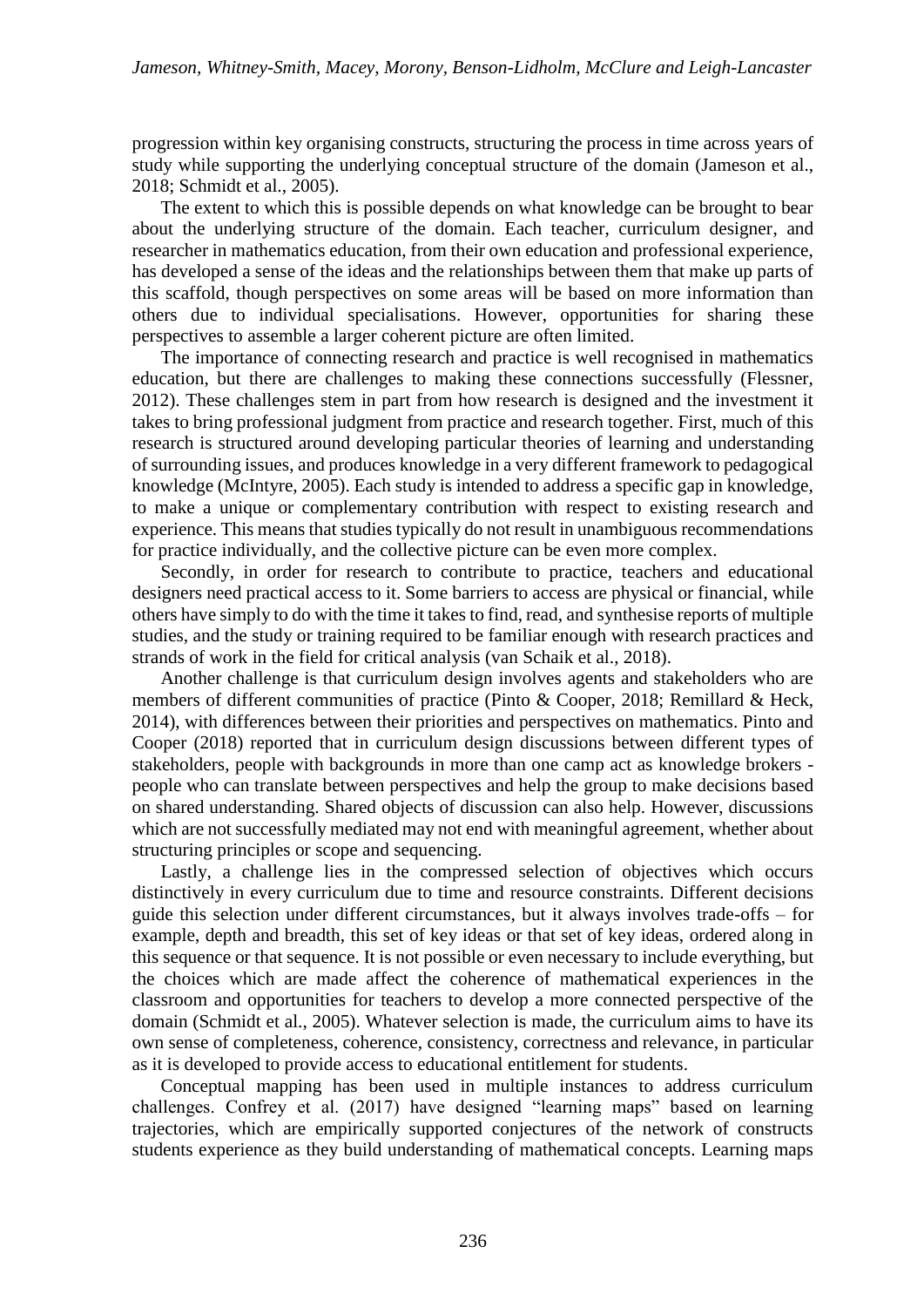progression within key organising constructs, structuring the process in time across years of study while supporting the underlying conceptual structure of the domain (Jameson et al., 2018; Schmidt et al., 2005).

The extent to which this is possible depends on what knowledge can be brought to bear about the underlying structure of the domain. Each teacher, curriculum designer, and researcher in mathematics education, from their own education and professional experience, has developed a sense of the ideas and the relationships between them that make up parts of this scaffold, though perspectives on some areas will be based on more information than others due to individual specialisations. However, opportunities for sharing these perspectives to assemble a larger coherent picture are often limited.

The importance of connecting research and practice is well recognised in mathematics education, but there are challenges to making these connections successfully (Flessner, 2012). These challenges stem in part from how research is designed and the investment it takes to bring professional judgment from practice and research together. First, much of this research is structured around developing particular theories of learning and understanding of surrounding issues, and produces knowledge in a very different framework to pedagogical knowledge (McIntyre, 2005). Each study is intended to address a specific gap in knowledge, to make a unique or complementary contribution with respect to existing research and experience. This means that studies typically do not result in unambiguous recommendations for practice individually, and the collective picture can be even more complex.

Secondly, in order for research to contribute to practice, teachers and educational designers need practical access to it. Some barriers to access are physical or financial, while others have simply to do with the time it takes to find, read, and synthesise reports of multiple studies, and the study or training required to be familiar enough with research practices and strands of work in the field for critical analysis (van Schaik et al., 2018).

Another challenge is that curriculum design involves agents and stakeholders who are members of different communities of practice (Pinto & Cooper, 2018; Remillard & Heck, 2014), with differences between their priorities and perspectives on mathematics. Pinto and Cooper (2018) reported that in curriculum design discussions between different types of stakeholders, people with backgrounds in more than one camp act as knowledge brokers - people who can translate between perspectives and help the group to make decisions based on shared understanding. Shared objects of discussion can also help. However, discussions which are not successfully mediated may not end with meaningful agreement, whether about structuring principles or scope and sequencing.

Lastly, a challenge lies in the compressed selection of objectives which occurs distinctively in every curriculum due to time and resource constraints. Different decisions guide this selection under different circumstances, but it always involves trade-offs – for example, depth and breadth, this set of key ideas or that set of key ideas, ordered along in this sequence or that sequence. It is not possible or even necessary to include everything, but the choices which are made affect the coherence of mathematical experiences in the classroom and opportunities for teachers to develop a more connected perspective of the domain (Schmidt et al., 2005). Whatever selection is made, the curriculum aims to have its own sense of completeness, coherence, consistency, correctness and relevance, in particular as it is developed to provide access to educational entitlement for students.

Conceptual mapping has been used in multiple instances to address curriculum challenges. Confrey et al. (2017) have designed "learning maps" based on learning trajectories, which are empirically supported conjectures of the network of constructs students experience as they build understanding of mathematical concepts. Learning maps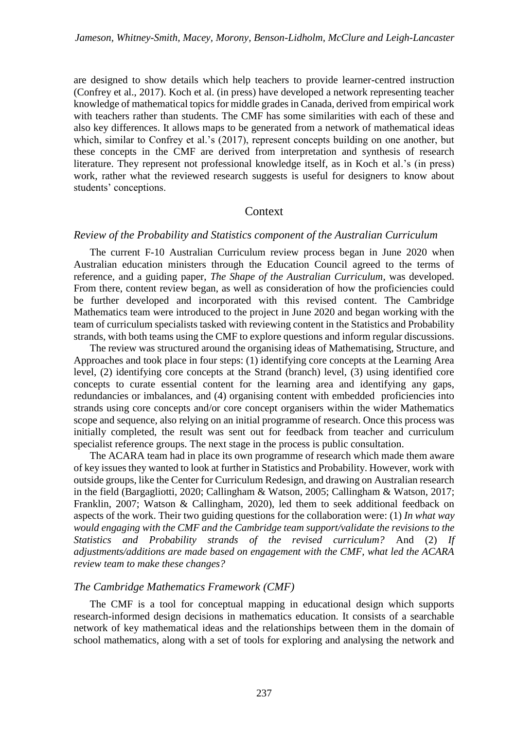are designed to show details which help teachers to provide learner-centred instruction (Confrey et al., 2017). Koch et al. (in press) have developed a network representing teacher knowledge of mathematical topics for middle grades in Canada, derived from empirical work with teachers rather than students. The CMF has some similarities with each of these and also key differences. It allows maps to be generated from a network of mathematical ideas which, similar to Confrey et al.'s (2017), represent concepts building on one another, but these concepts in the CMF are derived from interpretation and synthesis of research literature. They represent not professional knowledge itself, as in Koch et al.'s (in press) work, rather what the reviewed research suggests is useful for designers to know about students' conceptions.

## Context

### *Review of the Probability and Statistics component of the Australian Curriculum*

The current F-10 Australian Curriculum review process began in June 2020 when Australian education ministers through the Education Council agreed to the terms of reference, and a guiding paper, *The Shape of the Australian Curriculum*, was developed. From there, content review began, as well as consideration of how the proficiencies could be further developed and incorporated with this revised content. The Cambridge Mathematics team were introduced to the project in June 2020 and began working with the team of curriculum specialists tasked with reviewing content in the Statistics and Probability strands, with both teams using the CMF to explore questions and inform regular discussions.

The review was structured around the organising ideas of Mathematising, Structure, and Approaches and took place in four steps: (1) identifying core concepts at the Learning Area level, (2) identifying core concepts at the Strand (branch) level, (3) using identified core concepts to curate essential content for the learning area and identifying any gaps, redundancies or imbalances, and (4) organising content with embedded proficiencies into strands using core concepts and/or core concept organisers within the wider Mathematics scope and sequence, also relying on an initial programme of research. Once this process was initially completed, the result was sent out for feedback from teacher and curriculum specialist reference groups. The next stage in the process is public consultation.

The ACARA team had in place its own programme of research which made them aware of key issues they wanted to look at further in Statistics and Probability. However, work with outside groups, like the Center for Curriculum Redesign, and drawing on Australian research in the field (Bargagliotti, 2020; Callingham & Watson, 2005; Callingham & Watson, 2017; Franklin, 2007; Watson & Callingham, 2020), led them to seek additional feedback on aspects of the work. Their two guiding questions for the collaboration were: (1) *In what way would engaging with the CMF and the Cambridge team support/validate the revisions to the Statistics and Probability strands of the revised curriculum?* And (2) *If adjustments/additions are made based on engagement with the CMF, what led the ACARA review team to make these changes?*

### *The Cambridge Mathematics Framework (CMF)*

The CMF is a tool for conceptual mapping in educational design which supports research-informed design decisions in mathematics education. It consists of a searchable network of key mathematical ideas and the relationships between them in the domain of school mathematics, along with a set of tools for exploring and analysing the network and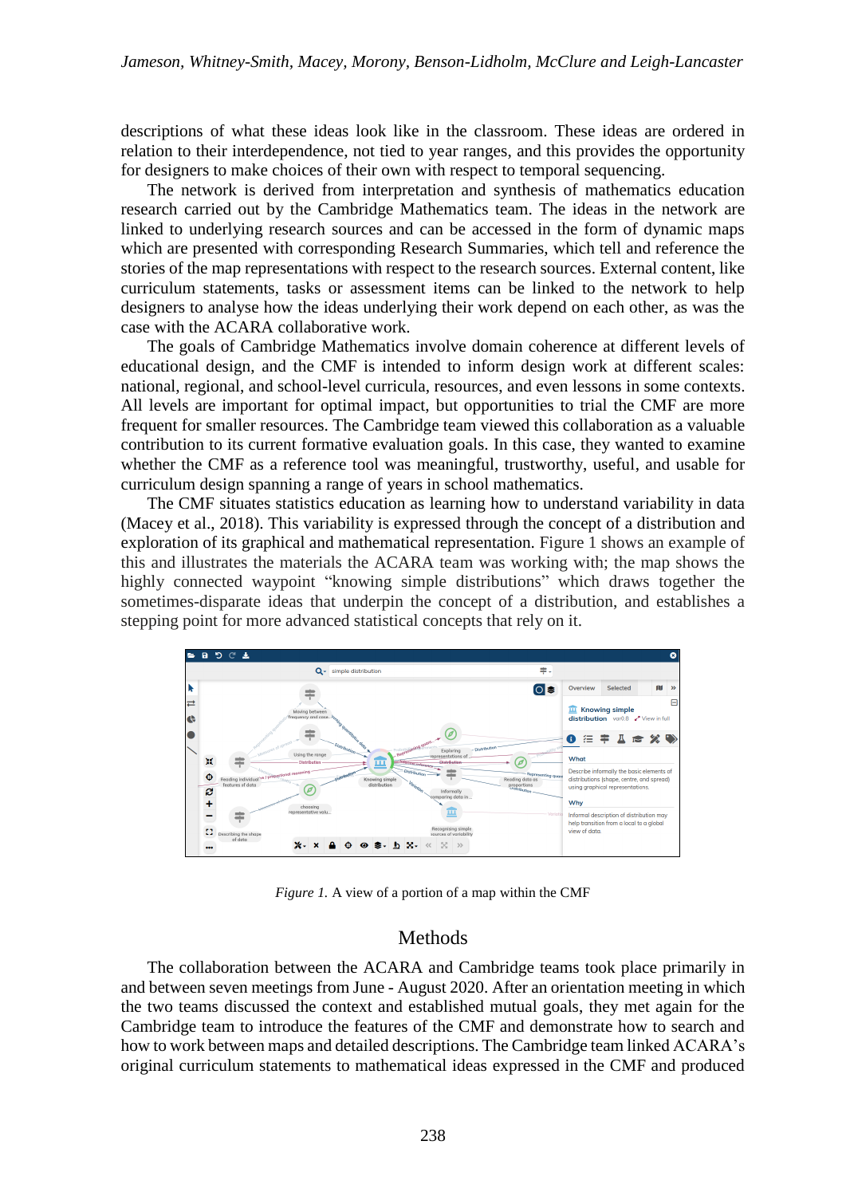descriptions of what these ideas look like in the classroom. These ideas are ordered in relation to their interdependence, not tied to year ranges, and this provides the opportunity for designers to make choices of their own with respect to temporal sequencing.

The network is derived from interpretation and synthesis of mathematics education research carried out by the Cambridge Mathematics team. The ideas in the network are linked to underlying research sources and can be accessed in the form of dynamic maps which are presented with corresponding Research Summaries, which tell and reference the stories of the map representations with respect to the research sources. External content, like curriculum statements, tasks or assessment items can be linked to the network to help designers to analyse how the ideas underlying their work depend on each other, as was the case with the ACARA collaborative work.

The goals of Cambridge Mathematics involve domain coherence at different levels of educational design, and the CMF is intended to inform design work at different scales: national, regional, and school-level curricula, resources, and even lessons in some contexts. All levels are important for optimal impact, but opportunities to trial the CMF are more frequent for smaller resources. The Cambridge team viewed this collaboration as a valuable contribution to its current formative evaluation goals. In this case, they wanted to examine whether the CMF as a reference tool was meaningful, trustworthy, useful, and usable for curriculum design spanning a range of years in school mathematics.

The CMF situates statistics education as learning how to understand variability in data (Macey et al., 2018). This variability is expressed through the concept of a distribution and exploration of its graphical and mathematical representation. Figure 1 shows an example of this and illustrates the materials the ACARA team was working with; the map shows the highly connected waypoint “knowing simple distributions” which draws together the sometimes-disparate ideas that underpin the concept of a distribution, and establishes a stepping point for more advanced statistical concepts that rely on it.

*Figure 1.* A view of a portion of a map within the CMF

## Methods

The collaboration between the ACARA and Cambridge teams took place primarily in and between seven meetings from June - August 2020. After an orientation meeting in which the two teams discussed the context and established mutual goals, they met again for the Cambridge team to introduce the features of the CMF and demonstrate how to search and how to work between maps and detailed descriptions. The Cambridge team linked ACARA’s original curriculum statements to mathematical ideas expressed in the CMF and produced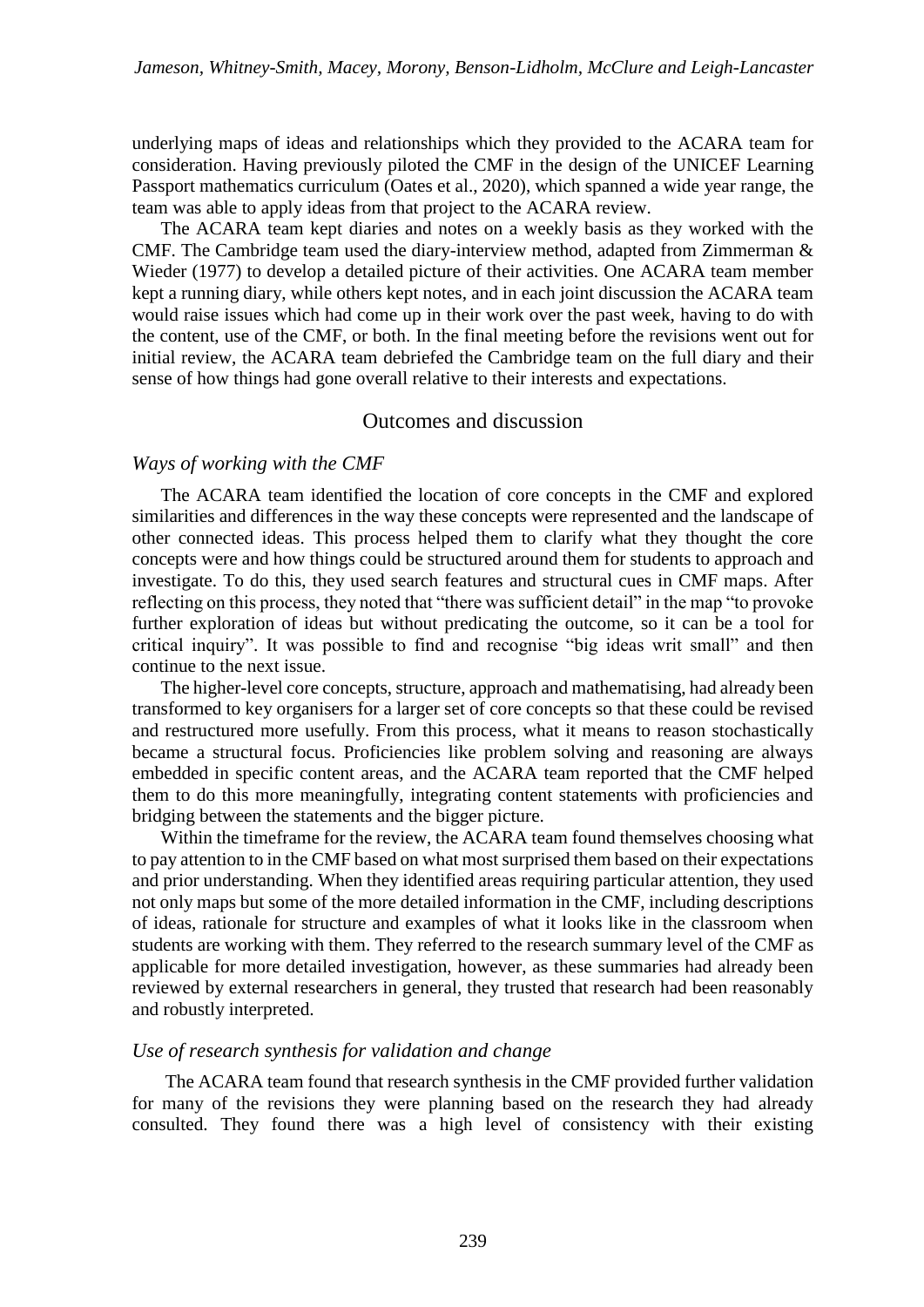underlying maps of ideas and relationships which they provided to the ACARA team for consideration. Having previously piloted the CMF in the design of the UNICEF Learning Passport mathematics curriculum (Oates et al., 2020), which spanned a wide year range, the team was able to apply ideas from that project to the ACARA review.

The ACARA team kept diaries and notes on a weekly basis as they worked with the CMF. The Cambridge team used the diary-interview method, adapted from Zimmerman & Wieder (1977) to develop a detailed picture of their activities. One ACARA team member kept a running diary, while others kept notes, and in each joint discussion the ACARA team would raise issues which had come up in their work over the past week, having to do with the content, use of the CMF, or both. In the final meeting before the revisions went out for initial review, the ACARA team debriefed the Cambridge team on the full diary and their sense of how things had gone overall relative to their interests and expectations.

## Outcomes and discussion

### *Ways of working with the CMF*

The ACARA team identified the location of core concepts in the CMF and explored similarities and differences in the way these concepts were represented and the landscape of other connected ideas. This process helped them to clarify what they thought the core concepts were and how things could be structured around them for students to approach and investigate. To do this, they used search features and structural cues in CMF maps. After reflecting on this process, they noted that "there was sufficient detail" in the map "to provoke further exploration of ideas but without predicating the outcome, so it can be a tool for critical inquiry". It was possible to find and recognise "big ideas writ small" and then continue to the next issue.

The higher-level core concepts, structure, approach and mathematising, had already been transformed to key organisers for a larger set of core concepts so that these could be revised and restructured more usefully. From this process, what it means to reason stochastically became a structural focus. Proficiencies like problem solving and reasoning are always embedded in specific content areas, and the ACARA team reported that the CMF helped them to do this more meaningfully, integrating content statements with proficiencies and bridging between the statements and the bigger picture.

Within the timeframe for the review, the ACARA team found themselves choosing what to pay attention to in the CMF based on what most surprised them based on their expectations and prior understanding. When they identified areas requiring particular attention, they used not only maps but some of the more detailed information in the CMF, including descriptions of ideas, rationale for structure and examples of what it looks like in the classroom when students are working with them. They referred to the research summary level of the CMF as applicable for more detailed investigation, however, as these summaries had already been reviewed by external researchers in general, they trusted that research had been reasonably and robustly interpreted.

### *Use of research synthesis for validation and change*

The ACARA team found that research synthesis in the CMF provided further validation for many of the revisions they were planning based on the research they had already consulted. They found there was a high level of consistency with their existing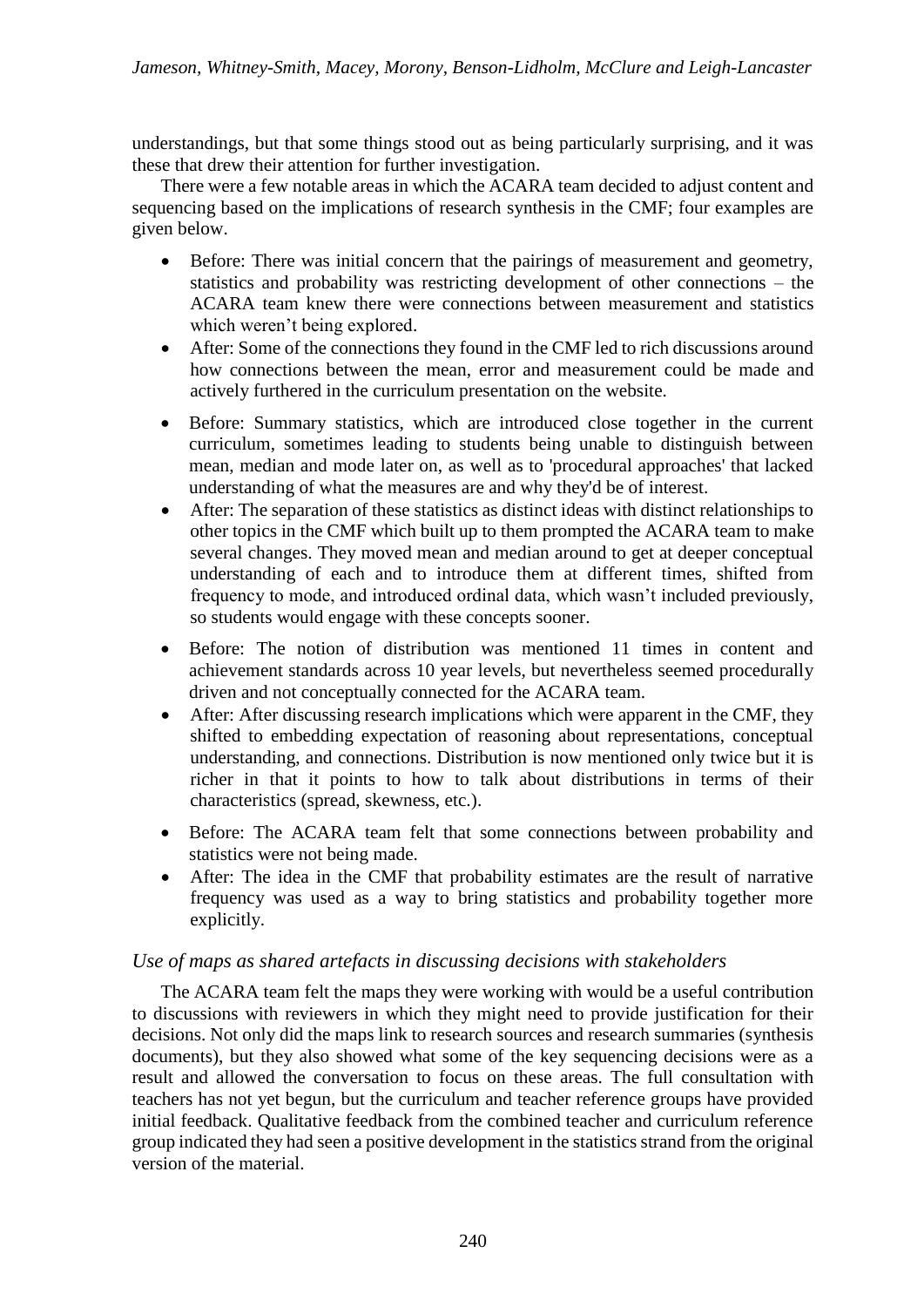understandings, but that some things stood out as being particularly surprising, and it was these that drew their attention for further investigation.

There were a few notable areas in which the ACARA team decided to adjust content and sequencing based on the implications of research synthesis in the CMF; four examples are given below.

- Before: There was initial concern that the pairings of measurement and geometry, statistics and probability was restricting development of other connections – the ACARA team knew there were connections between measurement and statistics which weren't being explored.
- After: Some of the connections they found in the CMF led to rich discussions around how connections between the mean, error and measurement could be made and actively furthered in the curriculum presentation on the website.

- Before: Summary statistics, which are introduced close together in the current curriculum, sometimes leading to students being unable to distinguish between mean, median and mode later on, as well as to 'procedural approaches' that lacked understanding of what the measures are and why they'd be of interest.
- After: The separation of these statistics as distinct ideas with distinct relationships to other topics in the CMF which built up to them prompted the ACARA team to make several changes. They moved mean and median around to get at deeper conceptual understanding of each and to introduce them at different times, shifted from frequency to mode, and introduced ordinal data, which wasn't included previously, so students would engage with these concepts sooner.

- Before: The notion of distribution was mentioned 11 times in content and achievement standards across 10 year levels, but nevertheless seemed procedurally driven and not conceptually connected for the ACARA team.
- After: After discussing research implications which were apparent in the CMF, they shifted to embedding expectation of reasoning about representations, conceptual understanding, and connections. Distribution is now mentioned only twice but it is richer in that it points to how to talk about distributions in terms of their characteristics (spread, skewness, etc.).

- Before: The ACARA team felt that some connections between probability and statistics were not being made.
- After: The idea in the CMF that probability estimates are the result of narrative frequency was used as a way to bring statistics and probability together more explicitly.

### *Use of maps as shared artefacts in discussing decisions with stakeholders*

The ACARA team felt the maps they were working with would be a useful contribution to discussions with reviewers in which they might need to provide justification for their decisions. Not only did the maps link to research sources and research summaries (synthesis documents), but they also showed what some of the key sequencing decisions were as a result and allowed the conversation to focus on these areas. The full consultation with teachers has not yet begun, but the curriculum and teacher reference groups have provided initial feedback. Qualitative feedback from the combined teacher and curriculum reference group indicated they had seen a positive development in the statistics strand from the original version of the material.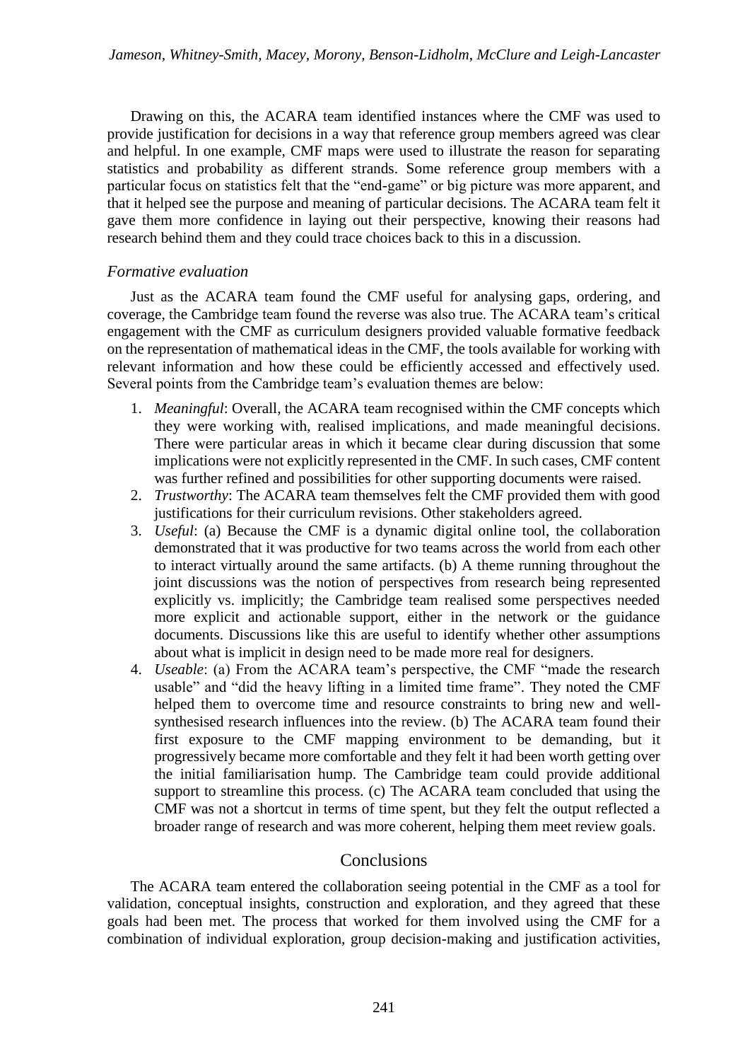Drawing on this, the ACARA team identified instances where the CMF was used to provide justification for decisions in a way that reference group members agreed was clear and helpful. In one example, CMF maps were used to illustrate the reason for separating statistics and probability as different strands. Some reference group members with a particular focus on statistics felt that the "end-game" or big picture was more apparent, and that it helped see the purpose and meaning of particular decisions. The ACARA team felt it gave them more confidence in laying out their perspective, knowing their reasons had research behind them and they could trace choices back to this in a discussion.

### *Formative evaluation*

Just as the ACARA team found the CMF useful for analysing gaps, ordering, and coverage, the Cambridge team found the reverse was also true. The ACARA team's critical engagement with the CMF as curriculum designers provided valuable formative feedback on the representation of mathematical ideas in the CMF, the tools available for working with relevant information and how these could be efficiently accessed and effectively used. Several points from the Cambridge team's evaluation themes are below:

1. *Meaningful*: Overall, the ACARA team recognised within the CMF concepts which they were working with, realised implications, and made meaningful decisions. There were particular areas in which it became clear during discussion that some implications were not explicitly represented in the CMF. In such cases, CMF content was further refined and possibilities for other supporting documents were raised.
2. *Trustworthy*: The ACARA team themselves felt the CMF provided them with good justifications for their curriculum revisions. Other stakeholders agreed.
3. *Useful*: (a) Because the CMF is a dynamic digital online tool, the collaboration demonstrated that it was productive for two teams across the world from each other to interact virtually around the same artifacts. (b) A theme running throughout the joint discussions was the notion of perspectives from research being represented explicitly vs. implicitly; the Cambridge team realised some perspectives needed more explicit and actionable support, either in the network or the guidance documents. Discussions like this are useful to identify whether other assumptions about what is implicit in design need to be made more real for designers.
4. *Useable*: (a) From the ACARA team's perspective, the CMF "made the research usable" and "did the heavy lifting in a limited time frame". They noted the CMF helped them to overcome time and resource constraints to bring new and well-synthesised research influences into the review. (b) The ACARA team found their first exposure to the CMF mapping environment to be demanding, but it progressively became more comfortable and they felt it had been worth getting over the initial familiarisation hump. The Cambridge team could provide additional support to streamline this process. (c) The ACARA team concluded that using the CMF was not a shortcut in terms of time spent, but they felt the output reflected a broader range of research and was more coherent, helping them meet review goals.

## Conclusions

The ACARA team entered the collaboration seeing potential in the CMF as a tool for validation, conceptual insights, construction and exploration, and they agreed that these goals had been met. The process that worked for them involved using the CMF for a combination of individual exploration, group decision-making and justification activities,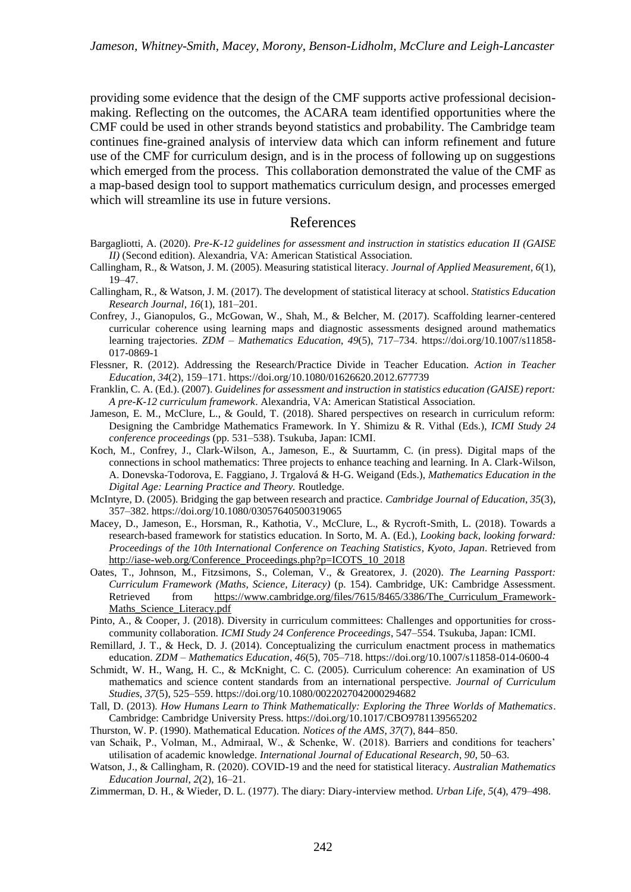providing some evidence that the design of the CMF supports active professional decision-making. Reflecting on the outcomes, the ACARA team identified opportunities where the CMF could be used in other strands beyond statistics and probability. The Cambridge team continues fine-grained analysis of interview data which can inform refinement and future use of the CMF for curriculum design, and is in the process of following up on suggestions which emerged from the process. This collaboration demonstrated the value of the CMF as a map-based design tool to support mathematics curriculum design, and processes emerged which will streamline its use in future versions.

## References

Bargagliotti, A. (2020). *Pre-K-12 guidelines for assessment and instruction in statistics education II (GAISE II)* (Second edition). Alexandria, VA: American Statistical Association.

Callingham, R., & Watson, J. M. (2005). Measuring statistical literacy. *Journal of Applied Measurement*, *6*(1), 19–47.

Callingham, R., & Watson, J. M. (2017). The development of statistical literacy at school. *Statistics Education Research Journal*, *16*(1), 181–201.

Confrey, J., Gianopulos, G., McGowan, W., Shah, M., & Belcher, M. (2017). Scaffolding learner-centered curricular coherence using learning maps and diagnostic assessments designed around mathematics learning trajectories. *ZDM – Mathematics Education*, *49*(5), 717–734. https://doi.org/10.1007/s11858-017-0869-1

Flessner, R. (2012). Addressing the Research/Practice Divide in Teacher Education. *Action in Teacher Education*, *34*(2), 159–171. https://doi.org/10.1080/01626620.2012.677739

Franklin, C. A. (Ed.). (2007). *Guidelines for assessment and instruction in statistics education (GAISE) report: A pre-K-12 curriculum framework*. Alexandria, VA: American Statistical Association.

Jameson, E. M., McClure, L., & Gould, T. (2018). Shared perspectives on research in curriculum reform: Designing the Cambridge Mathematics Framework. In Y. Shimizu & R. Vithal (Eds.), *ICMI Study 24 conference proceedings* (pp. 531–538). Tsukuba, Japan: ICMI.

Koch, M., Confrey, J., Clark-Wilson, A., Jameson, E., & Suurtamm, C. (in press). Digital maps of the connections in school mathematics: Three projects to enhance teaching and learning. In A. Clark-Wilson, A. Donevska-Todorova, E. Faggiano, J. Trgalová & H-G. Weigand (Eds.), *Mathematics Education in the Digital Age: Learning Practice and Theory.* Routledge.

McIntyre, D. (2005). Bridging the gap between research and practice. *Cambridge Journal of Education*, *35*(3), 357–382. https://doi.org/10.1080/03057640500319065

Macey, D., Jameson, E., Horsman, R., Kathotia, V., McClure, L., & Rycroft-Smith, L. (2018). Towards a research-based framework for statistics education. In Sorto, M. A. (Ed.), *Looking back, looking forward: Proceedings of the 10th International Conference on Teaching Statistics, Kyoto, Japan*. Retrieved from http://iase-web.org/Conference_Proceedings.php?p=ICOTS_10_2018

Oates, T., Johnson, M., Fitzsimons, S., Coleman, V., & Greatorex, J. (2020). *The Learning Passport: Curriculum Framework (Maths, Science, Literacy)* (p. 154). Cambridge, UK: Cambridge Assessment. Retrieved from https://www.cambridge.org/files/7615/8465/3386/The_Curriculum_Framework-Maths_Science_Literacy.pdf

Pinto, A., & Cooper, J. (2018). Diversity in curriculum committees: Challenges and opportunities for cross-community collaboration. *ICMI Study 24 Conference Proceedings*, 547–554. Tsukuba, Japan: ICMI.

Remillard, J. T., & Heck, D. J. (2014). Conceptualizing the curriculum enactment process in mathematics education. *ZDM – Mathematics Education*, *46*(5), 705–718. https://doi.org/10.1007/s11858-014-0600-4

Schmidt, W. H., Wang, H. C., & McKnight, C. C. (2005). Curriculum coherence: An examination of US mathematics and science content standards from an international perspective. *Journal of Curriculum Studies*, *37*(5), 525–559. https://doi.org/10.1080/0022027042000294682

Tall, D. (2013). *How Humans Learn to Think Mathematically: Exploring the Three Worlds of Mathematics*. Cambridge: Cambridge University Press. https://doi.org/10.1017/CBO9781139565202

Thurston, W. P. (1990). Mathematical Education. *Notices of the AMS*, *37*(7), 844–850.

van Schaik, P., Volman, M., Admiraal, W., & Schenke, W. (2018). Barriers and conditions for teachers' utilisation of academic knowledge. *International Journal of Educational Research*, *90*, 50–63.

Watson, J., & Callingham, R. (2020). COVID-19 and the need for statistical literacy. *Australian Mathematics Education Journal*, *2*(2), 16–21.

Zimmerman, D. H., & Wieder, D. L. (1977). The diary: Diary-interview method. *Urban Life*, *5*(4), 479–498.